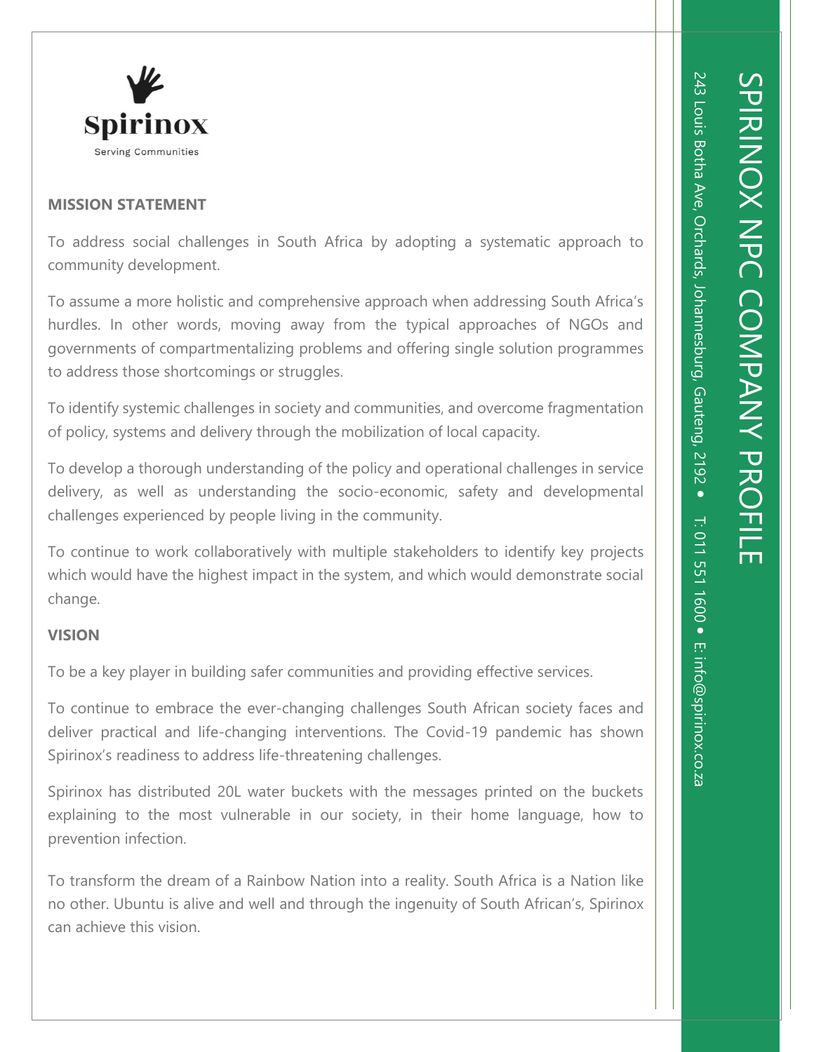**Spirinox**

Serving Communities

# SPIRINOX NPC COMPANY PROFILE

243 Louis Botha Ave, Orchards, Johannesburg, Gauteng, 2192 • T: 011 551 1600 • E: info@spirinox.co.za

## MISSION STATEMENT

To address social challenges in South Africa by adopting a systematic approach to community development.

To assume a more holistic and comprehensive approach when addressing South Africa's hurdles. In other words, moving away from the typical approaches of NGOs and governments of compartmentalizing problems and offering single solution programmes to address those shortcomings or struggles.

To identify systemic challenges in society and communities, and overcome fragmentation of policy, systems and delivery through the mobilization of local capacity.

To develop a thorough understanding of the policy and operational challenges in service delivery, as well as understanding the socio-economic, safety and developmental challenges experienced by people living in the community.

To continue to work collaboratively with multiple stakeholders to identify key projects which would have the highest impact in the system, and which would demonstrate social change.

## VISION

To be a key player in building safer communities and providing effective services.

To continue to embrace the ever-changing challenges South African society faces and deliver practical and life-changing interventions. The Covid-19 pandemic has shown Spirinox's readiness to address life-threatening challenges.

Spirinox has distributed 20L water buckets with the messages printed on the buckets explaining to the most vulnerable in our society, in their home language, how to prevention infection.

To transform the dream of a Rainbow Nation into a reality. South Africa is a Nation like no other. Ubuntu is alive and well and through the ingenuity of South African's, Spirinox can achieve this vision.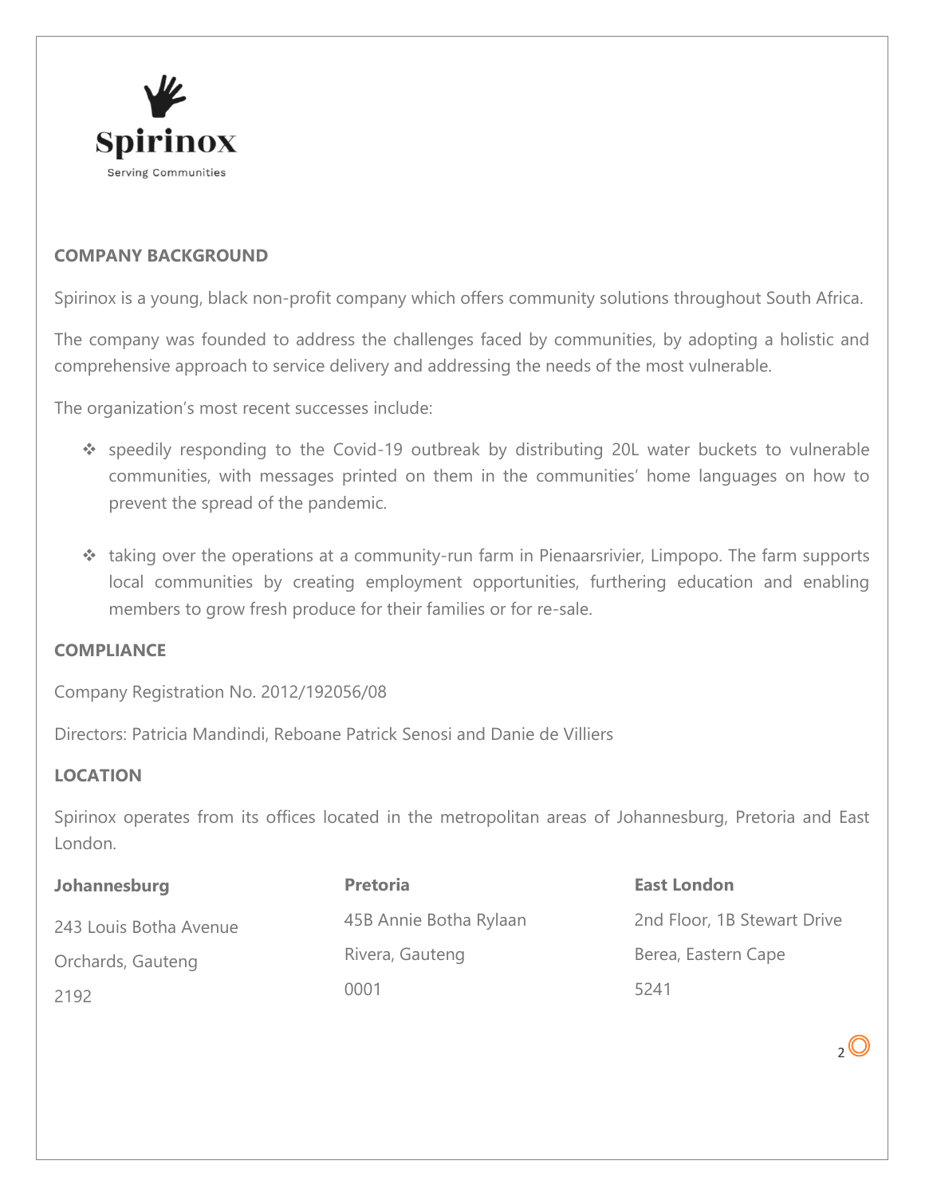Spirinox

Serving Communities

## COMPANY BACKGROUND

Spirinox is a young, black non-profit company which offers community solutions throughout South Africa.

The company was founded to address the challenges faced by communities, by adopting a holistic and comprehensive approach to service delivery and addressing the needs of the most vulnerable.

The organization's most recent successes include:

- speedily responding to the Covid-19 outbreak by distributing 20L water buckets to vulnerable communities, with messages printed on them in the communities' home languages on how to prevent the spread of the pandemic.
- taking over the operations at a community-run farm in Pienaarsrivier, Limpopo. The farm supports local communities by creating employment opportunities, furthering education and enabling members to grow fresh produce for their families or for re-sale.

## COMPLIANCE

Company Registration No. 2012/192056/08

Directors: Patricia Mandindi, Reboane Patrick Senosi and Danie de Villiers

## LOCATION

Spirinox operates from its offices located in the metropolitan areas of Johannesburg, Pretoria and East London.

**Johannesburg**

243 Louis Botha Avenue

Orchards, Gauteng

2192

**Pretoria**

45B Annie Botha Rylaan

Rivera, Gauteng

0001

**East London**

2nd Floor, 1B Stewart Drive

Berea, Eastern Cape

5241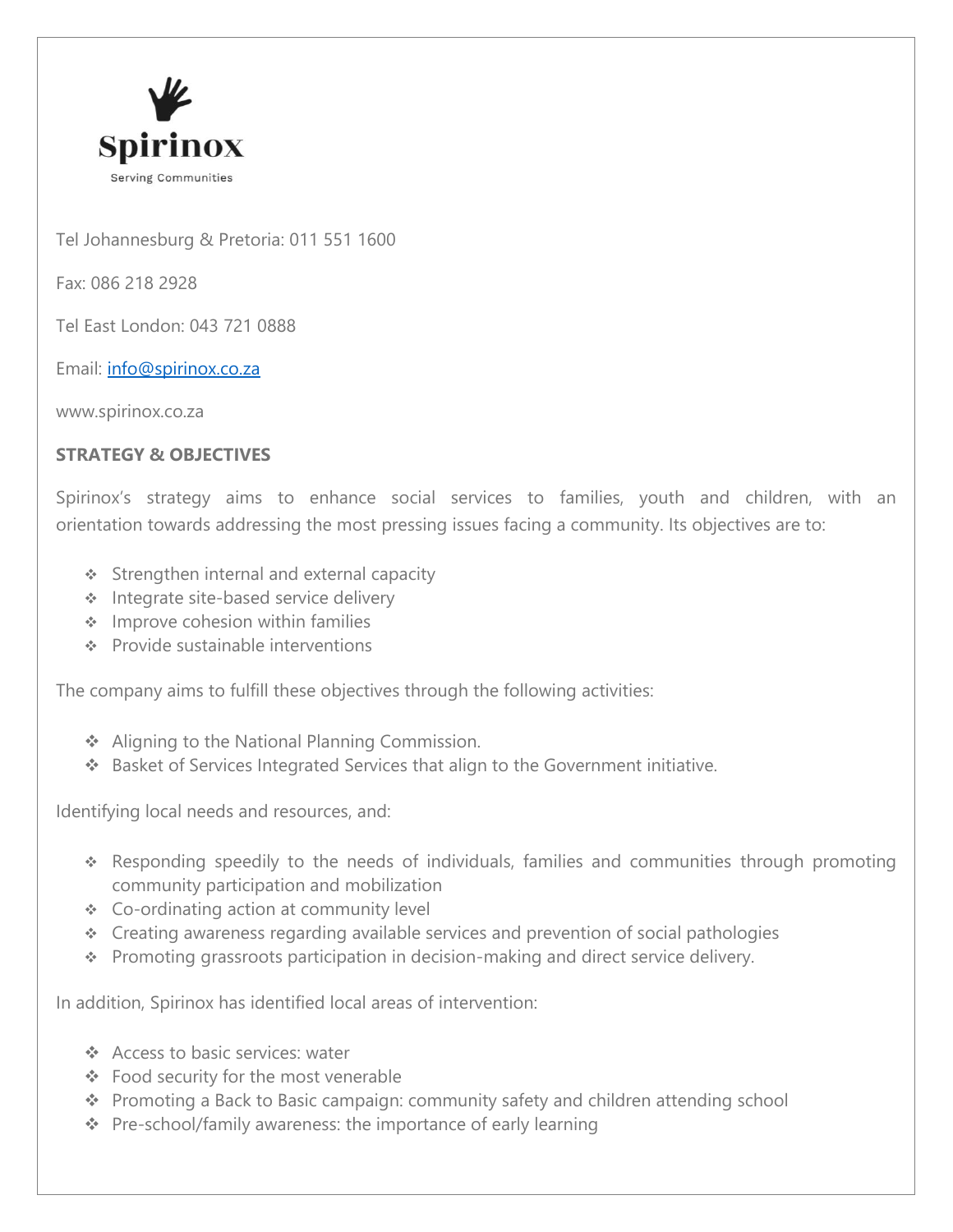Spirinox

Serving Communities

Tel Johannesburg & Pretoria: 011 551 1600

Fax: 086 218 2928

Tel East London: 043 721 0888

Email: info@spirinox.co.za

www.spirinox.co.za

**STRATEGY & OBJECTIVES**

Spirinox's strategy aims to enhance social services to families, youth and children, with an orientation towards addressing the most pressing issues facing a community. Its objectives are to:

- Strengthen internal and external capacity
- Integrate site-based service delivery
- Improve cohesion within families
- Provide sustainable interventions

The company aims to fulfill these objectives through the following activities:

- Aligning to the National Planning Commission.
- Basket of Services Integrated Services that align to the Government initiative.

Identifying local needs and resources, and:

- Responding speedily to the needs of individuals, families and communities through promoting community participation and mobilization
- Co-ordinating action at community level
- Creating awareness regarding available services and prevention of social pathologies
- Promoting grassroots participation in decision-making and direct service delivery.

In addition, Spirinox has identified local areas of intervention:

- Access to basic services: water
- Food security for the most venerable
- Promoting a Back to Basic campaign: community safety and children attending school
- Pre-school/family awareness: the importance of early learning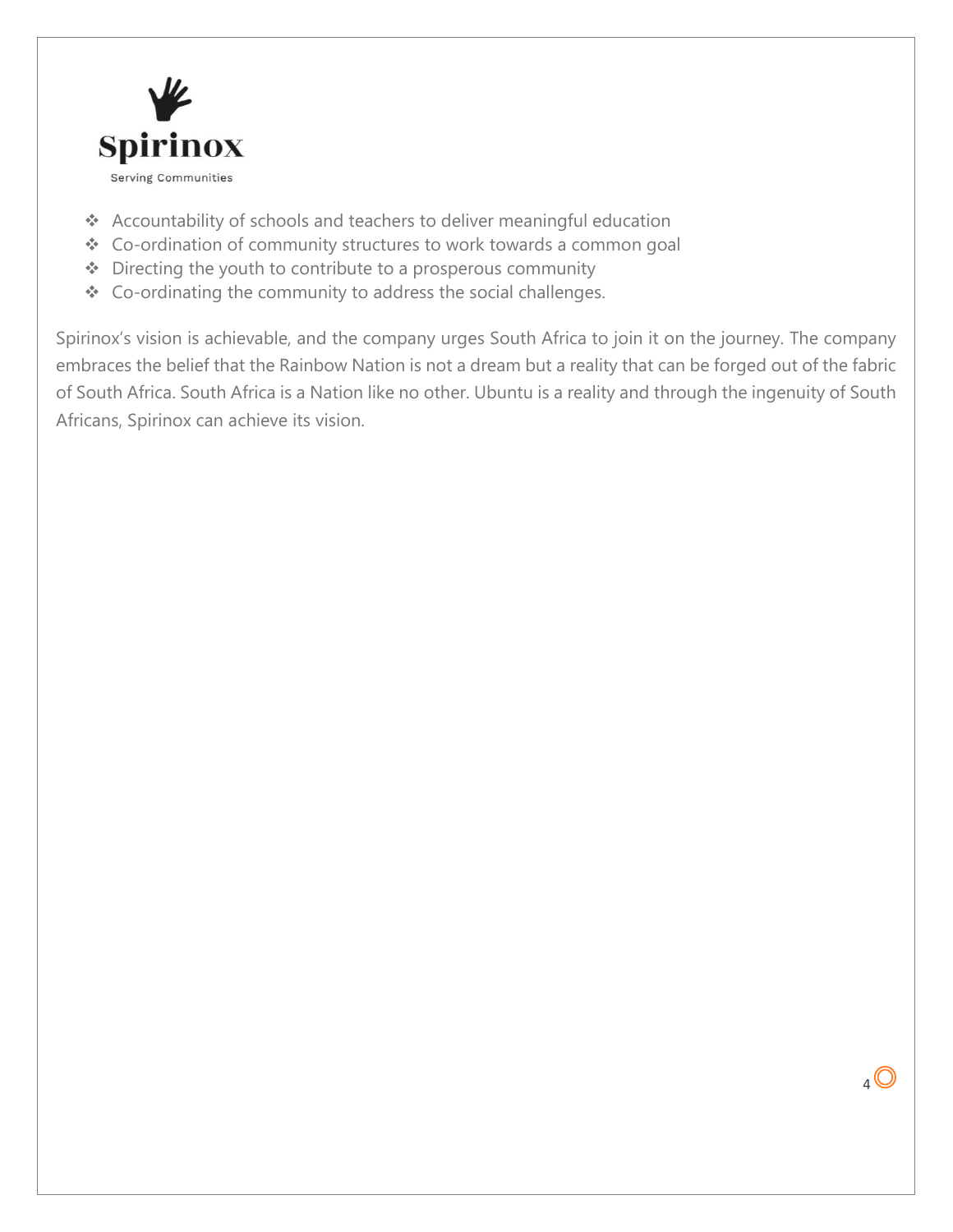Spirinox

Serving Communities

- Accountability of schools and teachers to deliver meaningful education
- Co-ordination of community structures to work towards a common goal
- Directing the youth to contribute to a prosperous community
- Co-ordinating the community to address the social challenges.

Spirinox's vision is achievable, and the company urges South Africa to join it on the journey. The company embraces the belief that the Rainbow Nation is not a dream but a reality that can be forged out of the fabric of South Africa. South Africa is a Nation like no other. Ubuntu is a reality and through the ingenuity of South Africans, Spirinox can achieve its vision.